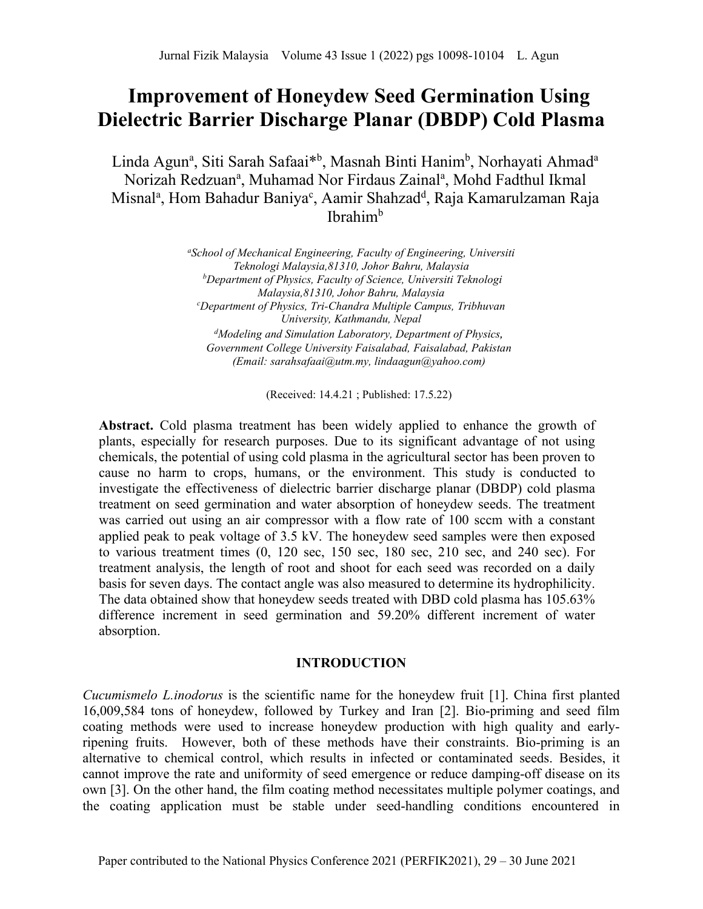# Improvement of Honeydew Seed Germination Using Dielectric Barrier Discharge Planar (DBDP) Cold Plasma

Linda Agun[a], Siti Sarah Safaai*[b], Masnah Binti Hanim[b], Norhayati Ahmad[a] Norizah Redzuan[a], Muhamad Nor Firdaus Zainal[a], Mohd Fadthul Ikmal Misnal[a], Hom Bahadur Baniya[c], Aamir Shahzad[d], Raja Kamarulzaman Raja Ibrahim[b]

*[a]School of Mechanical Engineering, Faculty of Engineering, Universiti Teknologi Malaysia,81310, Johor Bahru, Malaysia*
*[b]Department of Physics, Faculty of Science, Universiti Teknologi Malaysia,81310, Johor Bahru, Malaysia*
*[c]Department of Physics, Tri-Chandra Multiple Campus, Tribhuvan University, Kathmandu, Nepal*
*[d]Modeling and Simulation Laboratory, Department of Physics, Government College University Faisalabad, Faisalabad, Pakistan*
*(Email: sarahsafaai@utm.my, lindaagun@yahoo.com)*

(Received: 14.4.21 ; Published: 17.5.22)

**Abstract.** Cold plasma treatment has been widely applied to enhance the growth of plants, especially for research purposes. Due to its significant advantage of not using chemicals, the potential of using cold plasma in the agricultural sector has been proven to cause no harm to crops, humans, or the environment. This study is conducted to investigate the effectiveness of dielectric barrier discharge planar (DBDP) cold plasma treatment on seed germination and water absorption of honeydew seeds. The treatment was carried out using an air compressor with a flow rate of 100 sccm with a constant applied peak to peak voltage of 3.5 kV. The honeydew seed samples were then exposed to various treatment times (0, 120 sec, 150 sec, 180 sec, 210 sec, and 240 sec). For treatment analysis, the length of root and shoot for each seed was recorded on a daily basis for seven days. The contact angle was also measured to determine its hydrophilicity. The data obtained show that honeydew seeds treated with DBD cold plasma has 105.63% difference increment in seed germination and 59.20% different increment of water absorption.

## INTRODUCTION

*Cucumismelo L.inodorus* is the scientific name for the honeydew fruit [1]. China first planted 16,009,584 tons of honeydew, followed by Turkey and Iran [2]. Bio-priming and seed film coating methods were used to increase honeydew production with high quality and early-ripening fruits. However, both of these methods have their constraints. Bio-priming is an alternative to chemical control, which results in infected or contaminated seeds. Besides, it cannot improve the rate and uniformity of seed emergence or reduce damping-off disease on its own [3]. On the other hand, the film coating method necessitates multiple polymer coatings, and the coating application must be stable under seed-handling conditions encountered in

Paper contributed to the National Physics Conference 2021 (PERFIK2021), 29 – 30 June 2021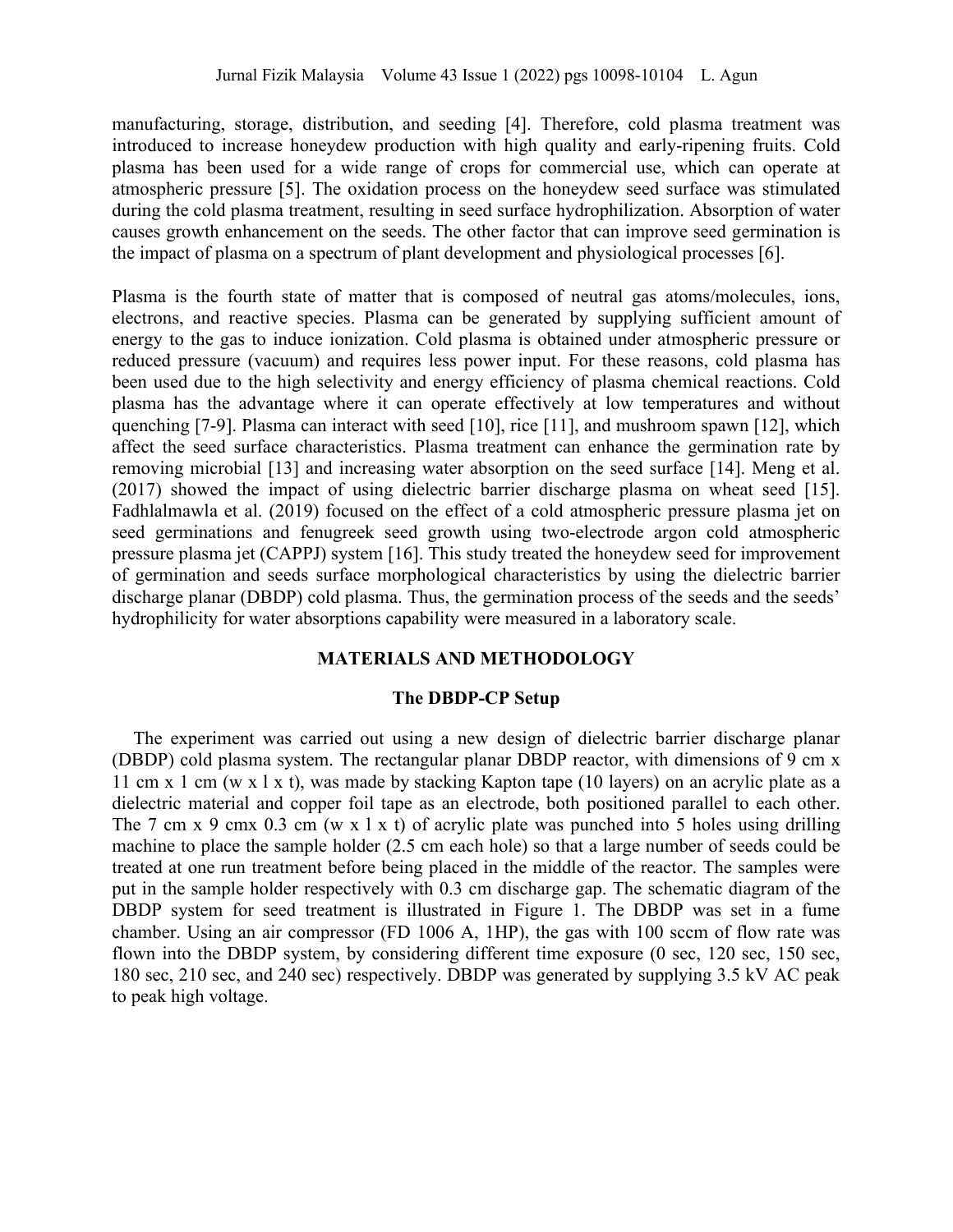manufacturing, storage, distribution, and seeding [4]. Therefore, cold plasma treatment was introduced to increase honeydew production with high quality and early-ripening fruits. Cold plasma has been used for a wide range of crops for commercial use, which can operate at atmospheric pressure [5]. The oxidation process on the honeydew seed surface was stimulated during the cold plasma treatment, resulting in seed surface hydrophilization. Absorption of water causes growth enhancement on the seeds. The other factor that can improve seed germination is the impact of plasma on a spectrum of plant development and physiological processes [6].

Plasma is the fourth state of matter that is composed of neutral gas atoms/molecules, ions, electrons, and reactive species. Plasma can be generated by supplying sufficient amount of energy to the gas to induce ionization. Cold plasma is obtained under atmospheric pressure or reduced pressure (vacuum) and requires less power input. For these reasons, cold plasma has been used due to the high selectivity and energy efficiency of plasma chemical reactions. Cold plasma has the advantage where it can operate effectively at low temperatures and without quenching [7-9]. Plasma can interact with seed [10], rice [11], and mushroom spawn [12], which affect the seed surface characteristics. Plasma treatment can enhance the germination rate by removing microbial [13] and increasing water absorption on the seed surface [14]. Meng et al. (2017) showed the impact of using dielectric barrier discharge plasma on wheat seed [15]. Fadhlalmawla et al. (2019) focused on the effect of a cold atmospheric pressure plasma jet on seed germinations and fenugreek seed growth using two-electrode argon cold atmospheric pressure plasma jet (CAPPJ) system [16]. This study treated the honeydew seed for improvement of germination and seeds surface morphological characteristics by using the dielectric barrier discharge planar (DBDP) cold plasma. Thus, the germination process of the seeds and the seeds' hydrophilicity for water absorptions capability were measured in a laboratory scale.

## MATERIALS AND METHODOLOGY

### The DBDP-CP Setup

The experiment was carried out using a new design of dielectric barrier discharge planar (DBDP) cold plasma system. The rectangular planar DBDP reactor, with dimensions of 9 cm x 11 cm x 1 cm (w x l x t), was made by stacking Kapton tape (10 layers) on an acrylic plate as a dielectric material and copper foil tape as an electrode, both positioned parallel to each other. The 7 cm x 9 cmx 0.3 cm (w x l x t) of acrylic plate was punched into 5 holes using drilling machine to place the sample holder (2.5 cm each hole) so that a large number of seeds could be treated at one run treatment before being placed in the middle of the reactor. The samples were put in the sample holder respectively with 0.3 cm discharge gap. The schematic diagram of the DBDP system for seed treatment is illustrated in Figure 1. The DBDP was set in a fume chamber. Using an air compressor (FD 1006 A, 1HP), the gas with 100 sccm of flow rate was flown into the DBDP system, by considering different time exposure (0 sec, 120 sec, 150 sec, 180 sec, 210 sec, and 240 sec) respectively. DBDP was generated by supplying 3.5 kV AC peak to peak high voltage.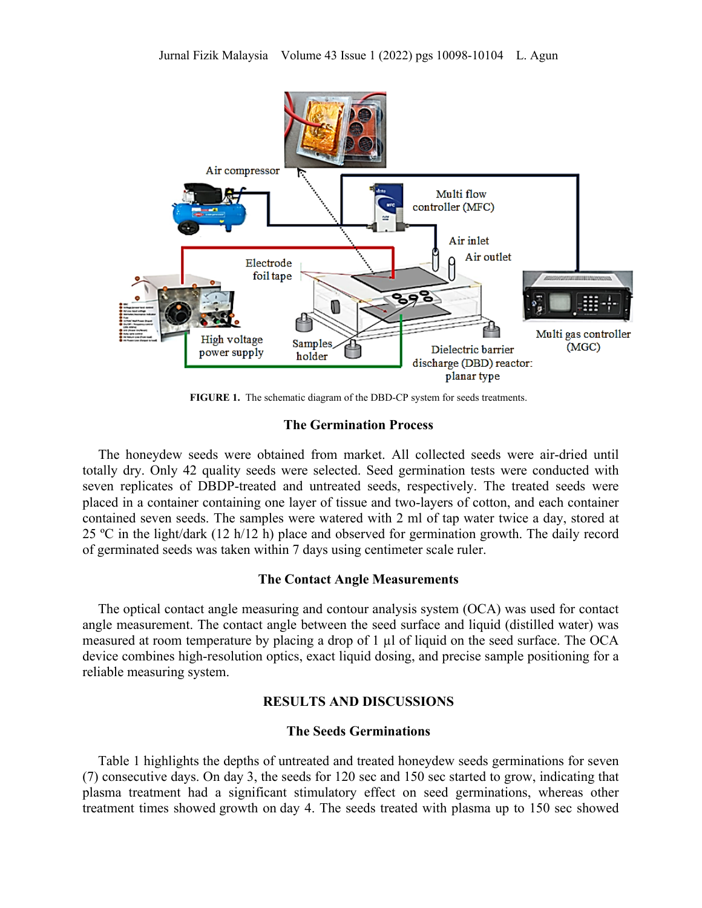FIGURE 1. The schematic diagram of the DBD-CP system for seeds treatments.

### The Germination Process

The honeydew seeds were obtained from market. All collected seeds were air-dried until totally dry. Only 42 quality seeds were selected. Seed germination tests were conducted with seven replicates of DBDP-treated and untreated seeds, respectively. The treated seeds were placed in a container containing one layer of tissue and two-layers of cotton, and each container contained seven seeds. The samples were watered with 2 ml of tap water twice a day, stored at 25 ºC in the light/dark (12 h/12 h) place and observed for germination growth. The daily record of germinated seeds was taken within 7 days using centimeter scale ruler.

### The Contact Angle Measurements

The optical contact angle measuring and contour analysis system (OCA) was used for contact angle measurement. The contact angle between the seed surface and liquid (distilled water) was measured at room temperature by placing a drop of 1 µl of liquid on the seed surface. The OCA device combines high-resolution optics, exact liquid dosing, and precise sample positioning for a reliable measuring system.

## RESULTS AND DISCUSSIONS

### The Seeds Germinations

Table 1 highlights the depths of untreated and treated honeydew seeds germinations for seven (7) consecutive days. On day 3, the seeds for 120 sec and 150 sec started to grow, indicating that plasma treatment had a significant stimulatory effect on seed germinations, whereas other treatment times showed growth on day 4. The seeds treated with plasma up to 150 sec showed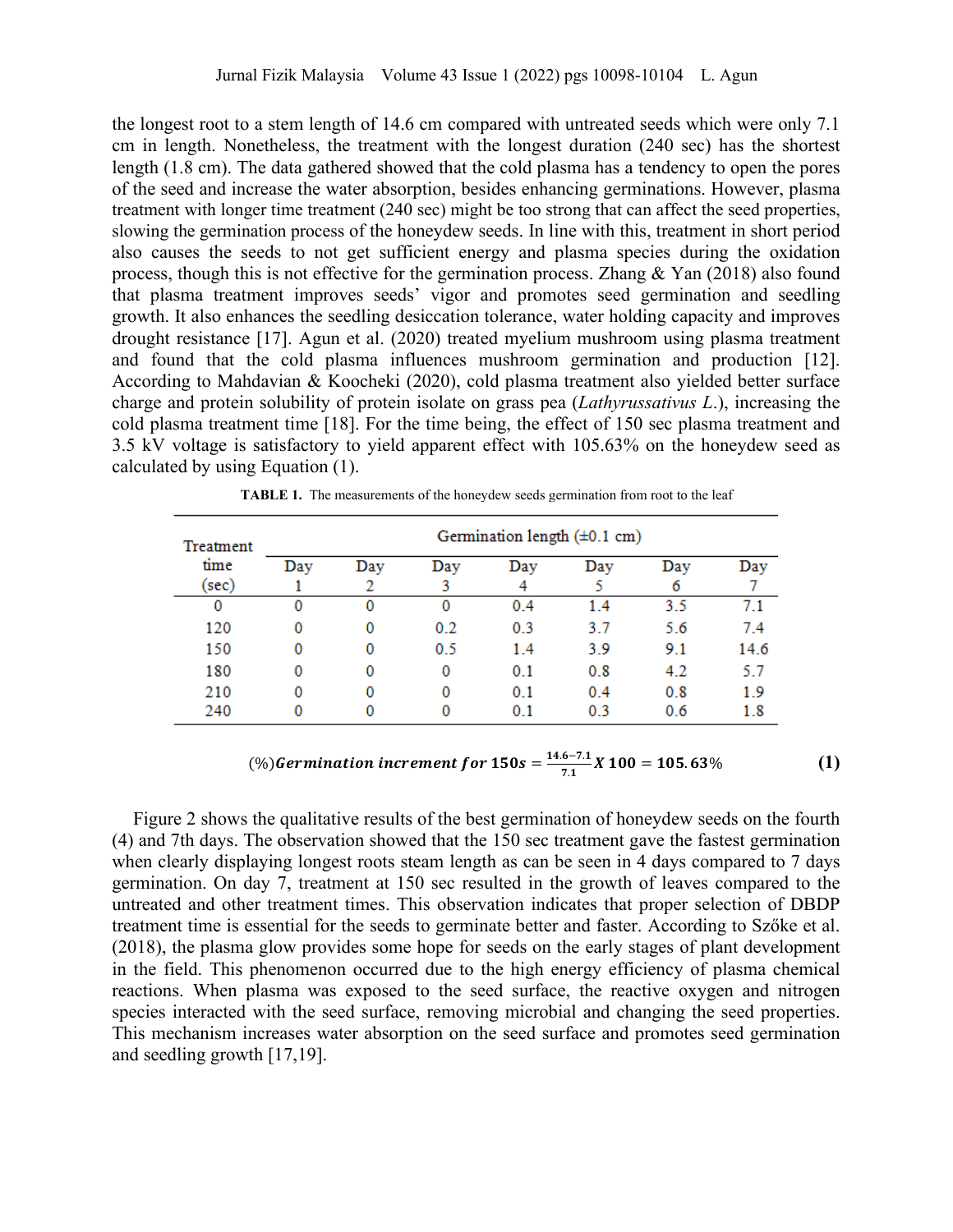the longest root to a stem length of 14.6 cm compared with untreated seeds which were only 7.1 cm in length. Nonetheless, the treatment with the longest duration (240 sec) has the shortest length (1.8 cm). The data gathered showed that the cold plasma has a tendency to open the pores of the seed and increase the water absorption, besides enhancing germinations. However, plasma treatment with longer time treatment (240 sec) might be too strong that can affect the seed properties, slowing the germination process of the honeydew seeds. In line with this, treatment in short period also causes the seeds to not get sufficient energy and plasma species during the oxidation process, though this is not effective for the germination process. Zhang & Yan (2018) also found that plasma treatment improves seeds' vigor and promotes seed germination and seedling growth. It also enhances the seedling desiccation tolerance, water holding capacity and improves drought resistance [17]. Agun et al. (2020) treated myelium mushroom using plasma treatment and found that the cold plasma influences mushroom germination and production [12]. According to Mahdavian & Koocheki (2020), cold plasma treatment also yielded better surface charge and protein solubility of protein isolate on grass pea (*Lathyrussativus L.*), increasing the cold plasma treatment time [18]. For the time being, the effect of 150 sec plasma treatment and 3.5 kV voltage is satisfactory to yield apparent effect with 105.63% on the honeydew seed as calculated by using Equation (1).

**TABLE 1.** The measurements of the honeydew seeds germination from root to the leaf

| Treatment time (sec) | Germination length (±0.1 cm) | | | | | | |
|---|---|---|---|---|---|---|---|
| | Day 1 | Day 2 | Day 3 | Day 4 | Day 5 | Day 6 | Day 7 |
| 0 | 0 | 0 | 0 | 0.4 | 1.4 | 3.5 | 7.1 |
| 120 | 0 | 0 | 0.2 | 0.3 | 3.7 | 5.6 | 7.4 |
| 150 | 0 | 0 | 0.5 | 1.4 | 3.9 | 9.1 | 14.6 |
| 180 | 0 | 0 | 0 | 0.1 | 0.8 | 4.2 | 5.7 |
| 210 | 0 | 0 | 0 | 0.1 | 0.4 | 0.8 | 1.9 |
| 240 | 0 | 0 | 0 | 0.1 | 0.3 | 0.6 | 1.8 |

$$(\%)\textbf{Germination increment for 150s} = \frac{14.6-7.1}{7.1} X\, 100 = 105.63\% \qquad \textbf{(1)}$$

Figure 2 shows the qualitative results of the best germination of honeydew seeds on the fourth (4) and 7th days. The observation showed that the 150 sec treatment gave the fastest germination when clearly displaying longest roots steam length as can be seen in 4 days compared to 7 days germination. On day 7, treatment at 150 sec resulted in the growth of leaves compared to the untreated and other treatment times. This observation indicates that proper selection of DBDP treatment time is essential for the seeds to germinate better and faster. According to Szőke et al. (2018), the plasma glow provides some hope for seeds on the early stages of plant development in the field. This phenomenon occurred due to the high energy efficiency of plasma chemical reactions. When plasma was exposed to the seed surface, the reactive oxygen and nitrogen species interacted with the seed surface, removing microbial and changing the seed properties. This mechanism increases water absorption on the seed surface and promotes seed germination and seedling growth [17,19].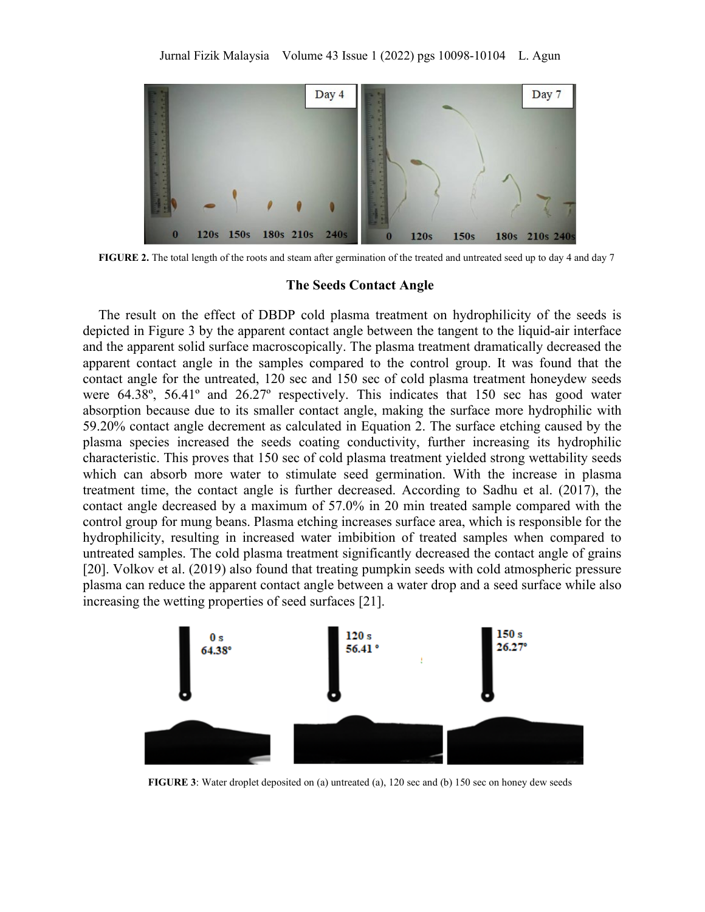**FIGURE 2.** The total length of the roots and steam after germination of the treated and untreated seed up to day 4 and day 7

### The Seeds Contact Angle

The result on the effect of DBDP cold plasma treatment on hydrophilicity of the seeds is depicted in Figure 3 by the apparent contact angle between the tangent to the liquid-air interface and the apparent solid surface macroscopically. The plasma treatment dramatically decreased the apparent contact angle in the samples compared to the control group. It was found that the contact angle for the untreated, 120 sec and 150 sec of cold plasma treatment honeydew seeds were 64.38º, 56.41º and 26.27º respectively. This indicates that 150 sec has good water absorption because due to its smaller contact angle, making the surface more hydrophilic with 59.20% contact angle decrement as calculated in Equation 2. The surface etching caused by the plasma species increased the seeds coating conductivity, further increasing its hydrophilic characteristic. This proves that 150 sec of cold plasma treatment yielded strong wettability seeds which can absorb more water to stimulate seed germination. With the increase in plasma treatment time, the contact angle is further decreased. According to Sadhu et al. (2017), the contact angle decreased by a maximum of 57.0% in 20 min treated sample compared with the control group for mung beans. Plasma etching increases surface area, which is responsible for the hydrophilicity, resulting in increased water imbibition of treated samples when compared to untreated samples. The cold plasma treatment significantly decreased the contact angle of grains [20]. Volkov et al. (2019) also found that treating pumpkin seeds with cold atmospheric pressure plasma can reduce the apparent contact angle between a water drop and a seed surface while also increasing the wetting properties of seed surfaces [21].

**FIGURE 3**: Water droplet deposited on (a) untreated (a), 120 sec and (b) 150 sec on honey dew seeds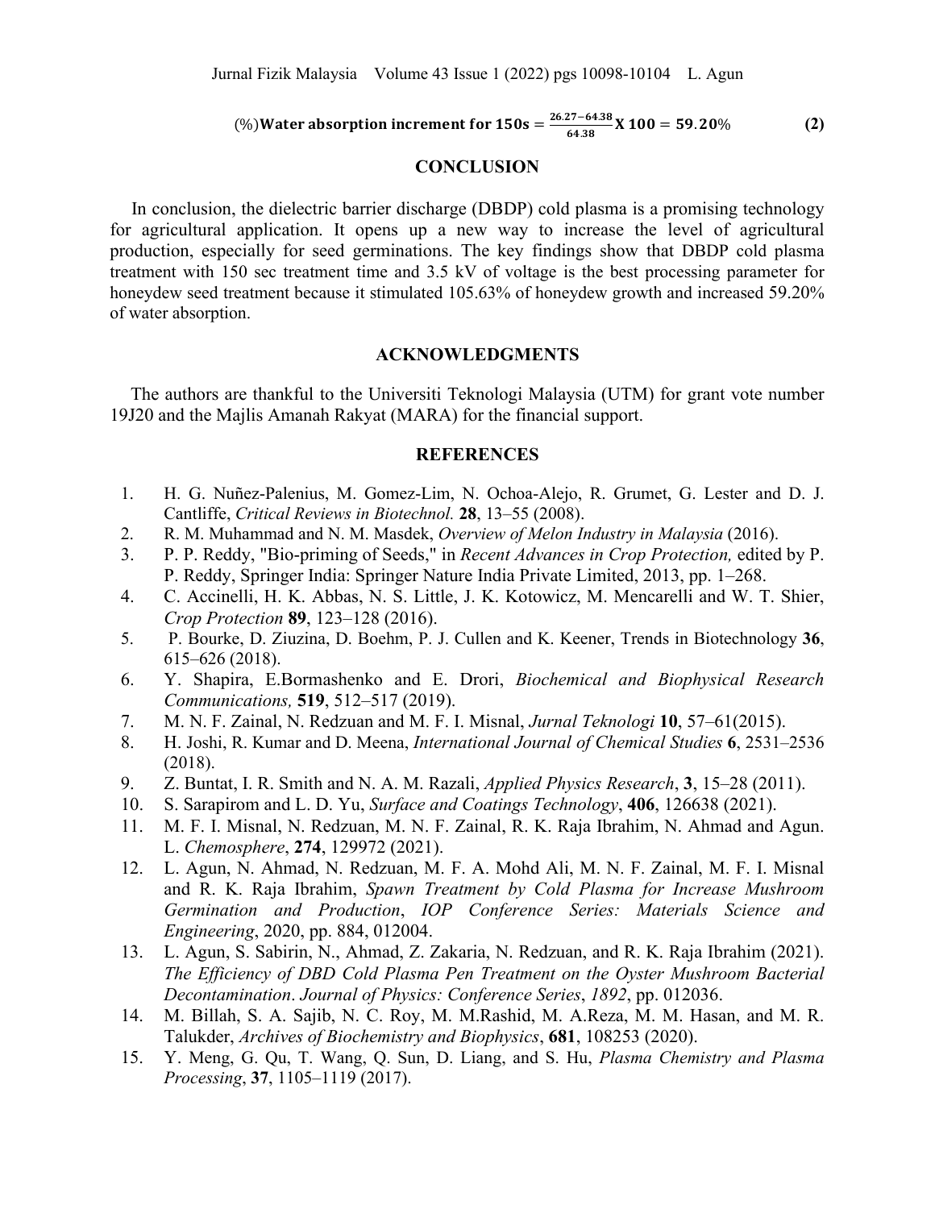$$(\%)\textbf{Water absorption increment for 150s} = \frac{26.27-64.38}{64.38}\textbf{X 100} = \textbf{59.20}\% \quad \textbf{(2)}$$

## CONCLUSION

In conclusion, the dielectric barrier discharge (DBDP) cold plasma is a promising technology for agricultural application. It opens up a new way to increase the level of agricultural production, especially for seed germinations. The key findings show that DBDP cold plasma treatment with 150 sec treatment time and 3.5 kV of voltage is the best processing parameter for honeydew seed treatment because it stimulated 105.63% of honeydew growth and increased 59.20% of water absorption.

## ACKNOWLEDGMENTS

The authors are thankful to the Universiti Teknologi Malaysia (UTM) for grant vote number 19J20 and the Majlis Amanah Rakyat (MARA) for the financial support.

## REFERENCES

1. H. G. Nuñez-Palenius, M. Gomez-Lim, N. Ochoa-Alejo, R. Grumet, G. Lester and D. J. Cantliffe, *Critical Reviews in Biotechnol.* **28**, 13–55 (2008).
2. R. M. Muhammad and N. M. Masdek, *Overview of Melon Industry in Malaysia* (2016).
3. P. P. Reddy, "Bio-priming of Seeds," in *Recent Advances in Crop Protection,* edited by P. P. Reddy, Springer India: Springer Nature India Private Limited, 2013, pp. 1–268.
4. C. Accinelli, H. K. Abbas, N. S. Little, J. K. Kotowicz, M. Mencarelli and W. T. Shier, *Crop Protection* **89**, 123–128 (2016).
5. P. Bourke, D. Ziuzina, D. Boehm, P. J. Cullen and K. Keener, Trends in Biotechnology **36**, 615–626 (2018).
6. Y. Shapira, E.Bormashenko and E. Drori, *Biochemical and Biophysical Research Communications,* **519**, 512–517 (2019).
7. M. N. F. Zainal, N. Redzuan and M. F. I. Misnal, *Jurnal Teknologi* **10**, 57–61(2015).
8. H. Joshi, R. Kumar and D. Meena, *International Journal of Chemical Studies* **6**, 2531–2536 (2018).
9. Z. Buntat, I. R. Smith and N. A. M. Razali, *Applied Physics Research*, **3**, 15–28 (2011).
10. S. Sarapirom and L. D. Yu, *Surface and Coatings Technology*, **406**, 126638 (2021).
11. M. F. I. Misnal, N. Redzuan, M. N. F. Zainal, R. K. Raja Ibrahim, N. Ahmad and Agun. L. *Chemosphere*, **274**, 129972 (2021).
12. L. Agun, N. Ahmad, N. Redzuan, M. F. A. Mohd Ali, M. N. F. Zainal, M. F. I. Misnal and R. K. Raja Ibrahim, *Spawn Treatment by Cold Plasma for Increase Mushroom Germination and Production*, *IOP Conference Series: Materials Science and Engineering*, 2020, pp. 884, 012004.
13. L. Agun, S. Sabirin, N., Ahmad, Z. Zakaria, N. Redzuan, and R. K. Raja Ibrahim (2021). *The Efficiency of DBD Cold Plasma Pen Treatment on the Oyster Mushroom Bacterial Decontamination*. *Journal of Physics: Conference Series*, *1892*, pp. 012036.
14. M. Billah, S. A. Sajib, N. C. Roy, M. M.Rashid, M. A.Reza, M. M. Hasan, and M. R. Talukder, *Archives of Biochemistry and Biophysics*, **681**, 108253 (2020).
15. Y. Meng, G. Qu, T. Wang, Q. Sun, D. Liang, and S. Hu, *Plasma Chemistry and Plasma Processing*, **37**, 1105–1119 (2017).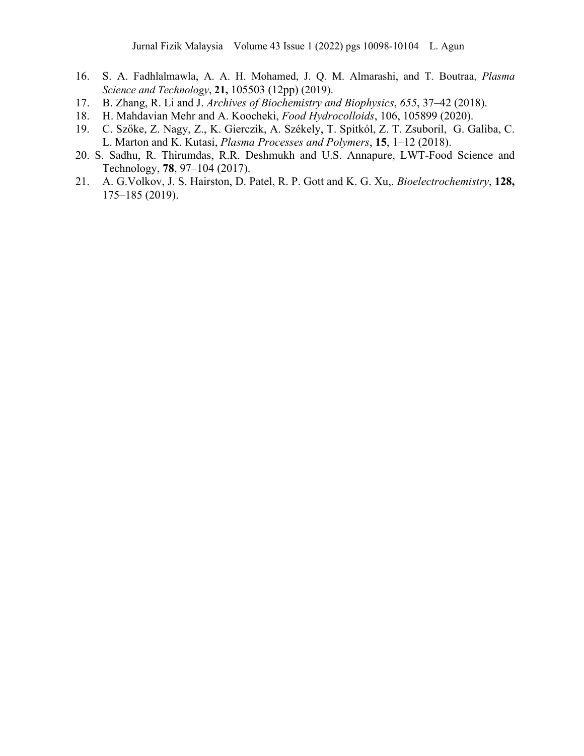16. S. A. Fadhlalmawla, A. A. H. Mohamed, J. Q. M. Almarashi, and T. Boutraa, *Plasma Science and Technology*, **21,** 105503 (12pp) (2019).
17. B. Zhang, R. Li and J. *Archives of Biochemistry and Biophysics*, *655*, 37–42 (2018).
18. H. Mahdavian Mehr and A. Koocheki, *Food Hydrocolloids*, 106, 105899 (2020).
19. C. Szőke, Z. Nagy, Z., K. Gierczik, A. Székely, T. Spitkól, Z. T. Zsuboril, G. Galiba, C. L. Marton and K. Kutasi, *Plasma Processes and Polymers*, **15**, 1–12 (2018).
20. S. Sadhu, R. Thirumdas, R.R. Deshmukh and U.S. Annapure, LWT-Food Science and Technology, **78**, 97–104 (2017).
21. A. G.Volkov, J. S. Hairston, D. Patel, R. P. Gott and K. G. Xu,. *Bioelectrochemistry*, **128,** 175–185 (2019).